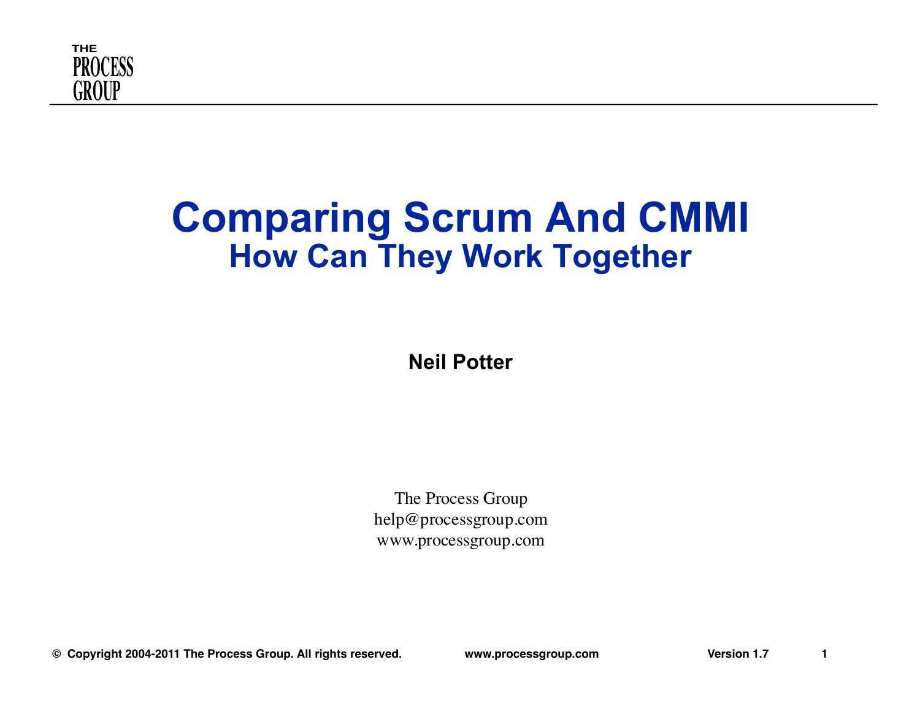THE
PROCESS
GROUP

# Comparing Scrum And CMMI

## How Can They Work Together

**Neil Potter**

The Process Group
help@processgroup.com
www.processgroup.com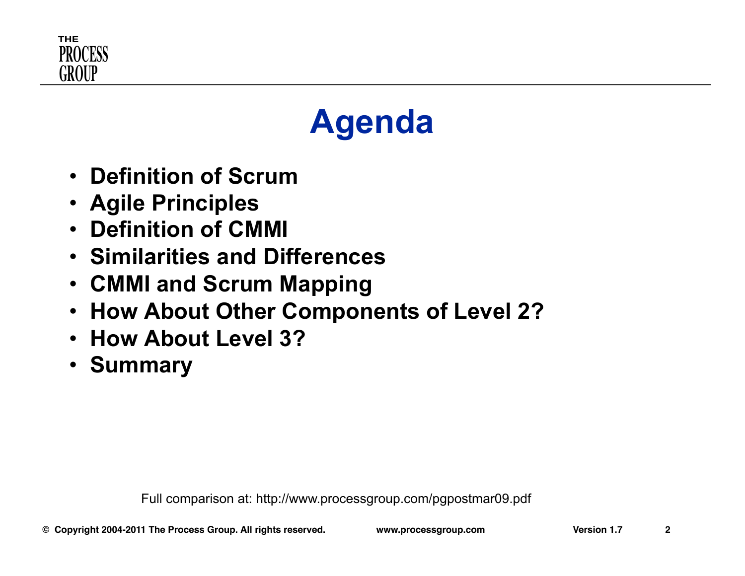# Agenda

- **Definition of Scrum**
- **Agile Principles**
- **Definition of CMMI**
- **Similarities and Differences**
- **CMMI and Scrum Mapping**
- **How About Other Components of Level 2?**
- **How About Level 3?**
- **Summary**

Full comparison at: http://www.processgroup.com/pgpostmar09.pdf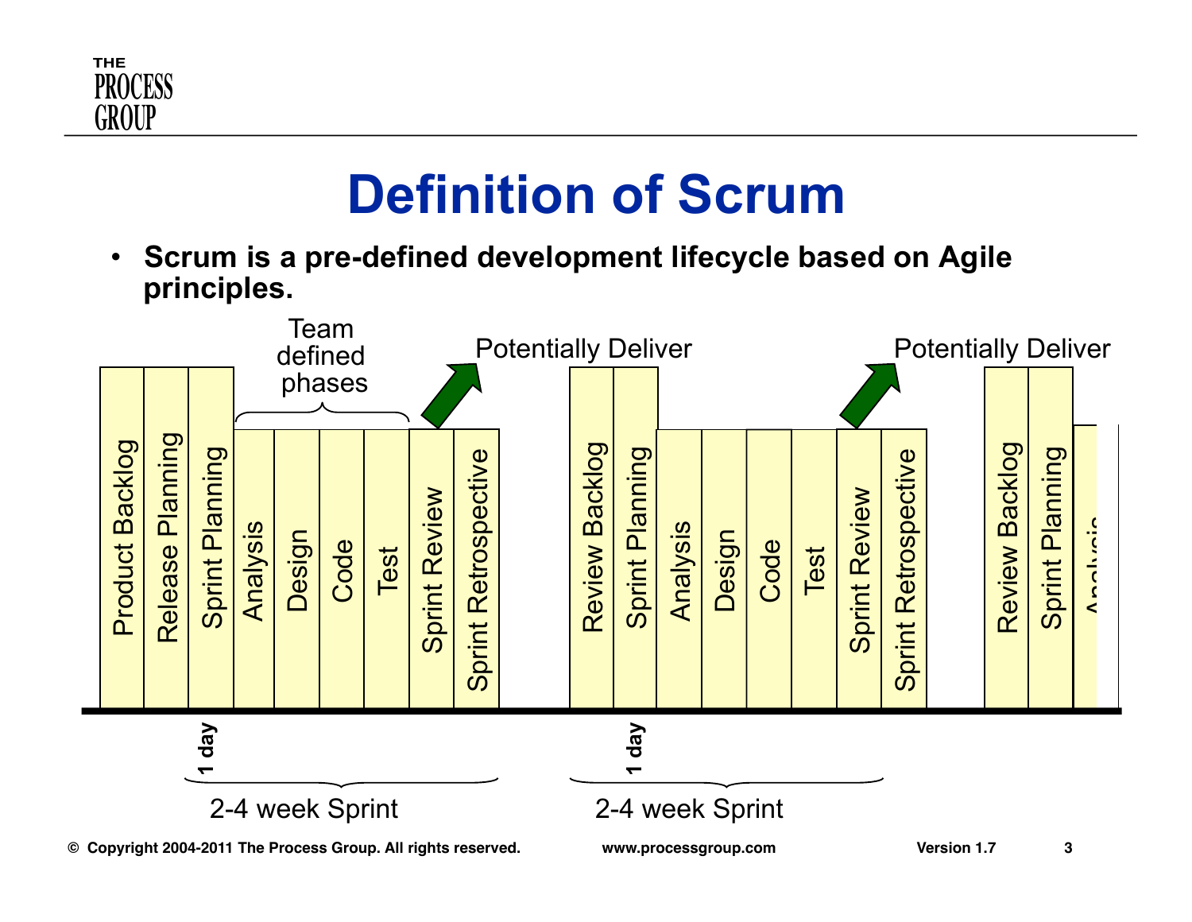# Definition of Scrum

- **Scrum is a pre-defined development lifecycle based on Agile principles.**

Team defined phases

Potentially Deliver

Potentially Deliver

Product Backlog | Release Planning | Sprint Planning | Analysis | Design | Code | Test | Sprint Review | Sprint Retrospective

Review Backlog | Sprint Planning | Analysis | Design | Code | Test | Sprint Review | Sprint Retrospective

Review Backlog | Sprint Planning | Analysis

1 day

2-4 week Sprint

1 day

2-4 week Sprint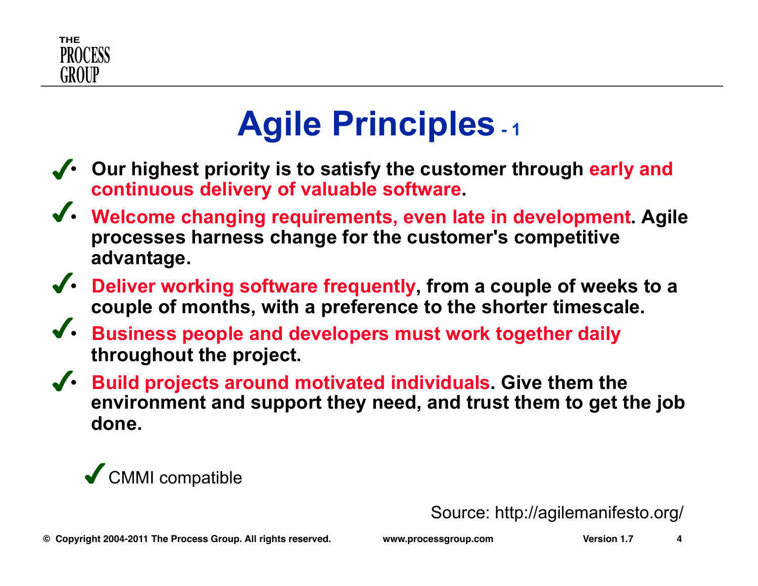# Agile Principles - 1

- ✔ **Our highest priority is to satisfy the customer through early and continuous delivery of valuable software.**
- ✔ **Welcome changing requirements, even late in development. Agile processes harness change for the customer's competitive advantage.**
- ✔ **Deliver working software frequently, from a couple of weeks to a couple of months, with a preference to the shorter timescale.**
- ✔ **Business people and developers must work together daily throughout the project.**
- ✔ **Build projects around motivated individuals. Give them the environment and support they need, and trust them to get the job done.**

✔ CMMI compatible

Source: http://agilemanifesto.org/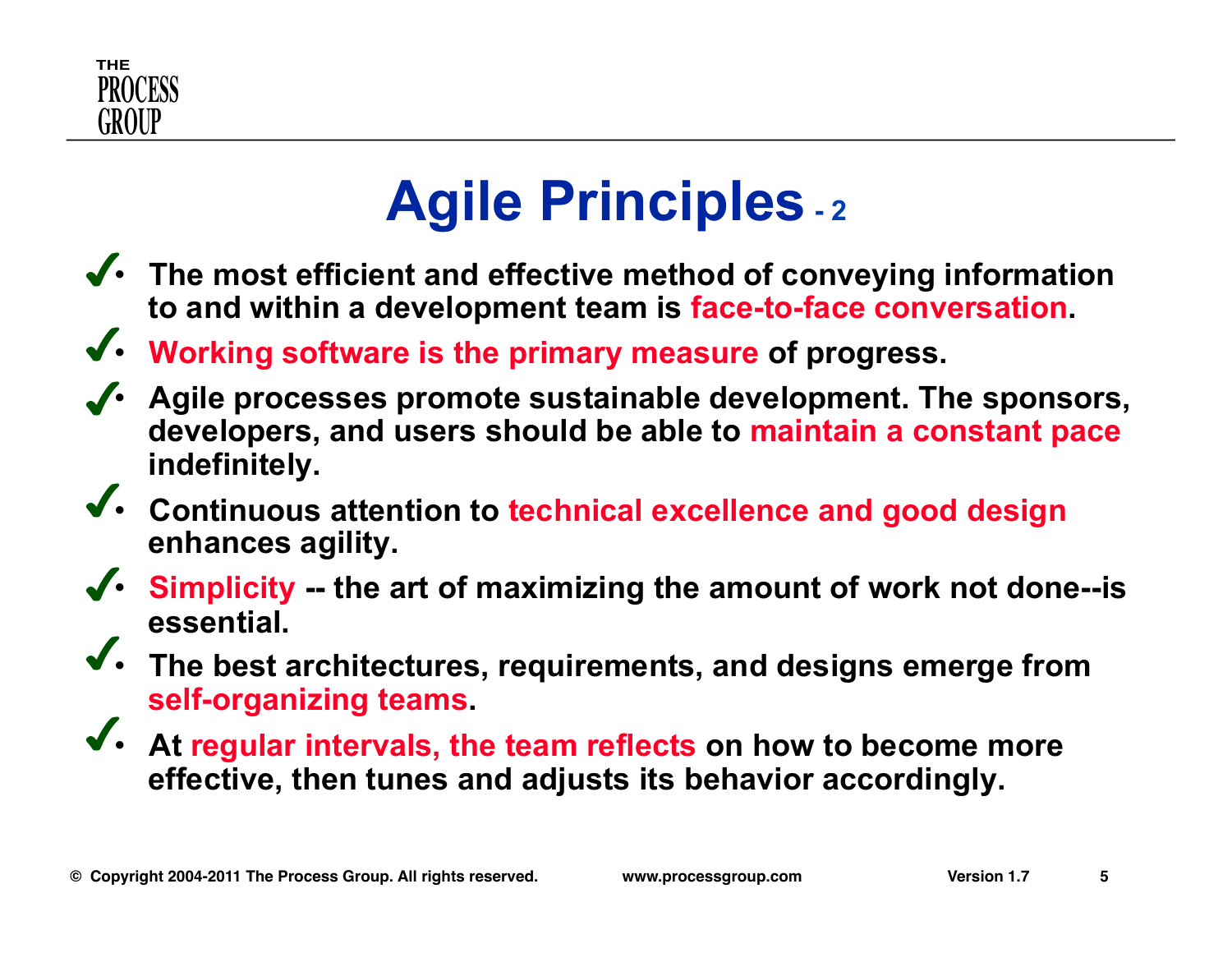# Agile Principles - 2

- The most efficient and effective method of conveying information to and within a development team is **face-to-face conversation**.
- **Working software is the primary measure** of progress.
- Agile processes promote sustainable development. The sponsors, developers, and users should be able to **maintain a constant pace** indefinitely.
- Continuous attention to **technical excellence and good design** enhances agility.
- **Simplicity** -- the art of maximizing the amount of work not done--is essential.
- The best architectures, requirements, and designs emerge from **self-organizing teams**.
- At **regular intervals, the team reflects** on how to become more effective, then tunes and adjusts its behavior accordingly.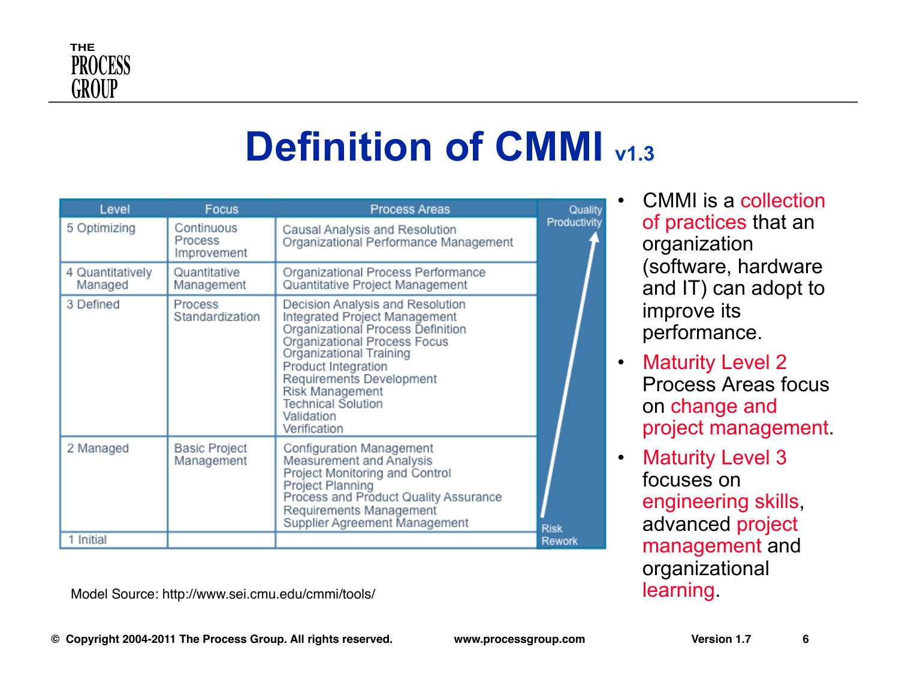# Definition of CMMI v1.3

| Level | Focus | Process Areas | |
|---|---|---|---|
| 5 Optimizing | Continuous Process Improvement | Causal Analysis and Resolution<br>Organizational Performance Management | Quality<br>Productivity |
| 4 Quantitatively Managed | Quantitative Management | Organizational Process Performance<br>Quantitative Project Management | |
| 3 Defined | Process Standardization | Decision Analysis and Resolution<br>Integrated Project Management<br>Organizational Process Definition<br>Organizational Process Focus<br>Organizational Training<br>Product Integration<br>Requirements Development<br>Risk Management<br>Technical Solution<br>Validation<br>Verification | |
| 2 Managed | Basic Project Management | Configuration Management<br>Measurement and Analysis<br>Project Monitoring and Control<br>Project Planning<br>Process and Product Quality Assurance<br>Requirements Management<br>Supplier Agreement Management | |
| 1 Initial | | | Risk<br>Rework |

Model Source: http://www.sei.cmu.edu/cmmi/tools/

- CMMI is a collection of practices that an organization (software, hardware and IT) can adopt to improve its performance.
- Maturity Level 2 Process Areas focus on change and project management.
- Maturity Level 3 focuses on engineering skills, advanced project management and organizational learning.

© Copyright 2004-2011 The Process Group. All rights reserved. www.processgroup.com Version 1.7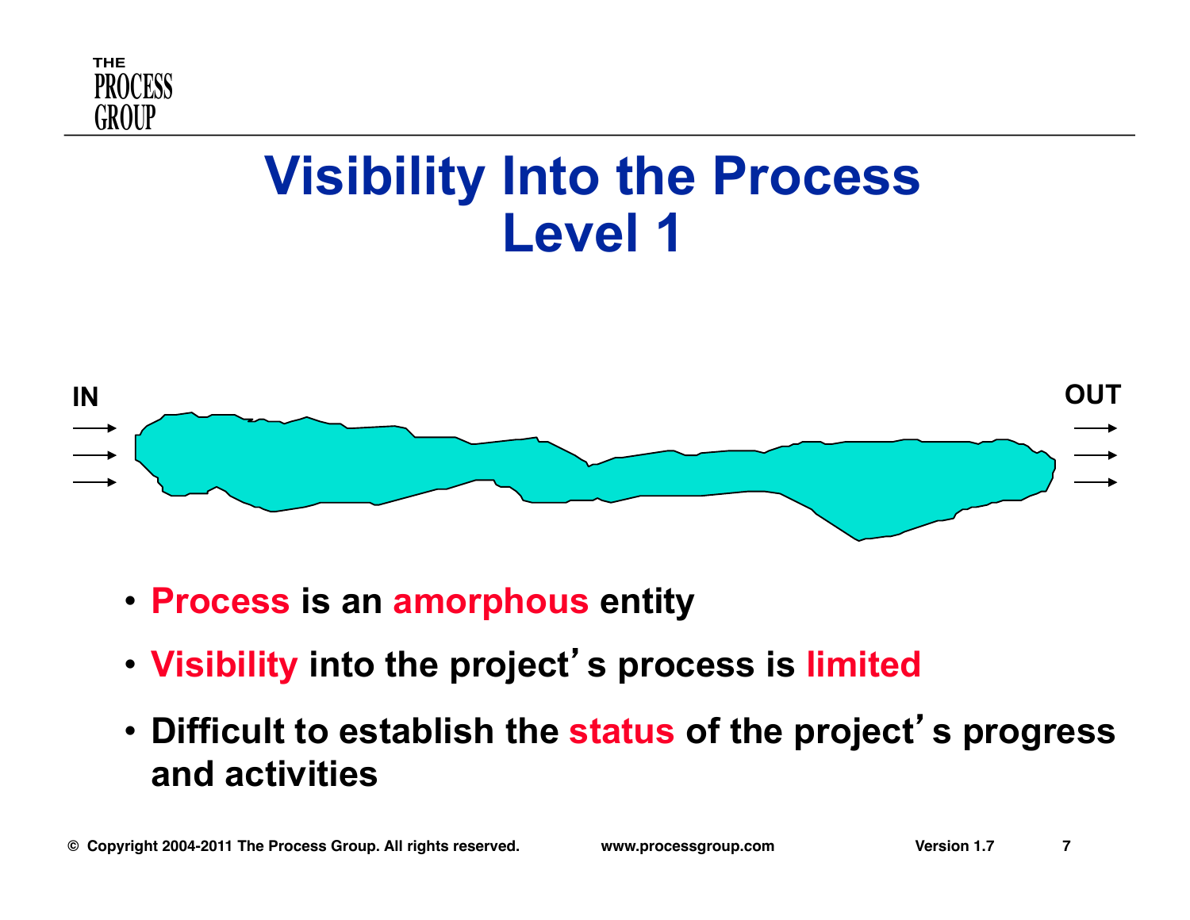# Visibility Into the Process
# Level 1

IN

OUT

- **Process is an amorphous entity**
- **Visibility into the project's process is limited**
- **Difficult to establish the status of the project's progress and activities**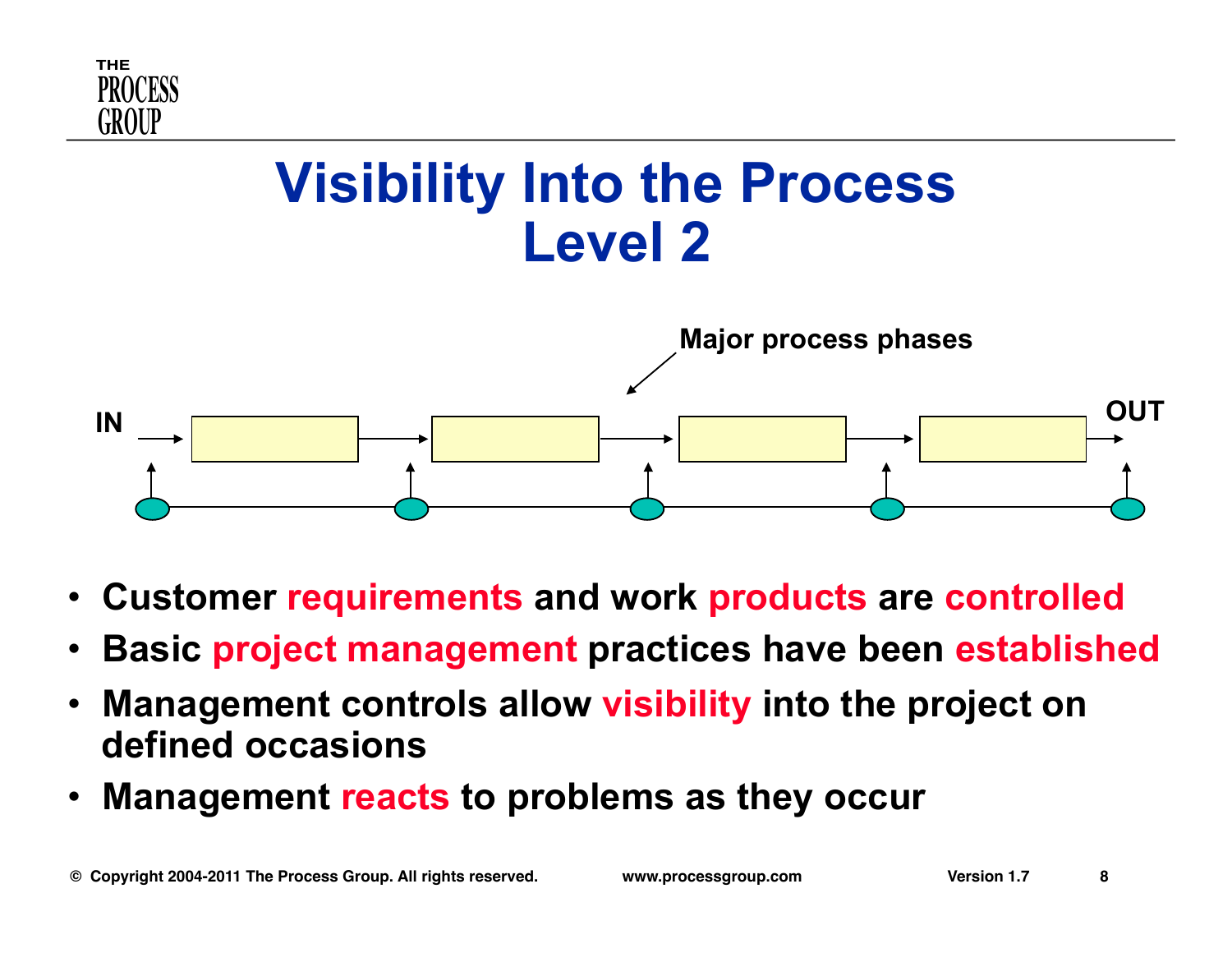# Visibility Into the Process
# Level 2

Major process phases

IN → OUT

- **Customer requirements and work products are controlled**
- **Basic project management practices have been established**
- **Management controls allow visibility into the project on defined occasions**
- **Management reacts to problems as they occur**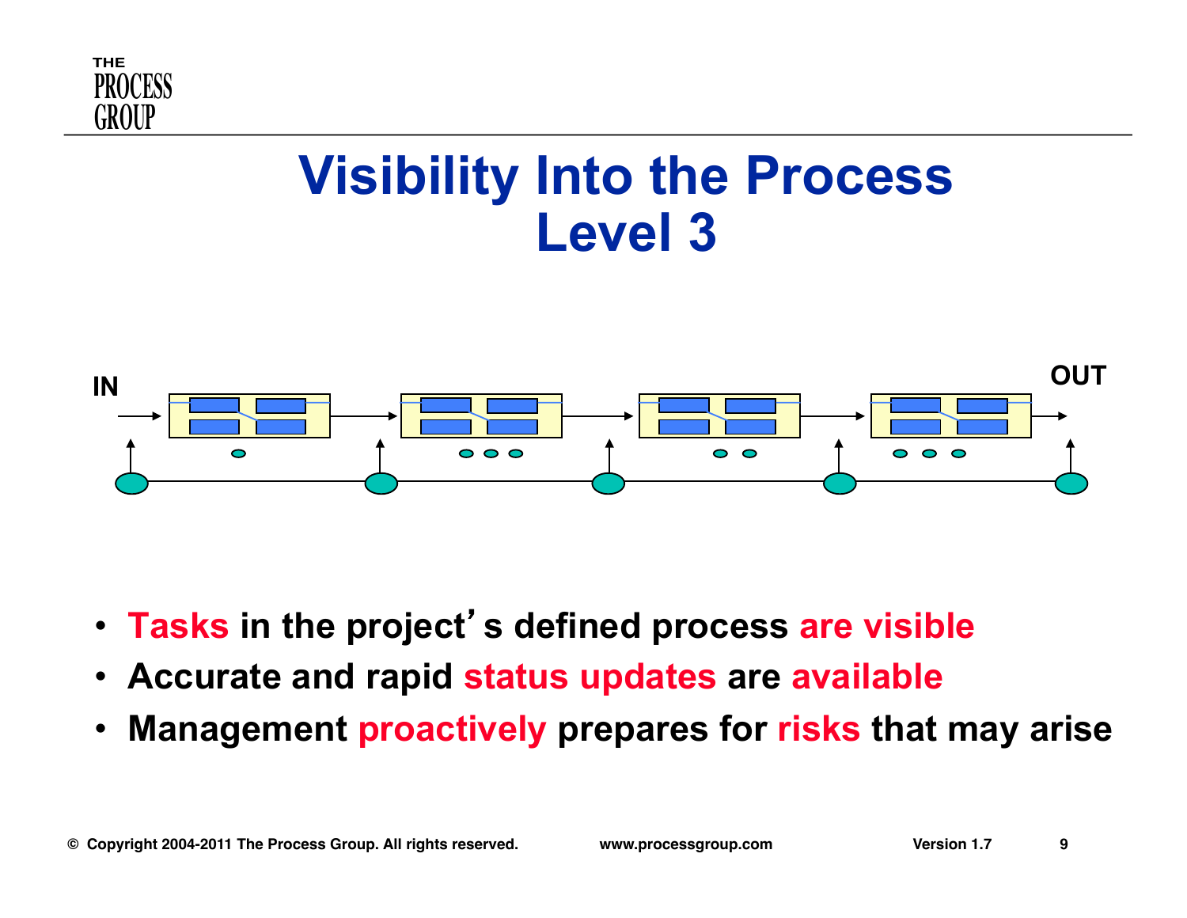# Visibility Into the Process Level 3

IN

OUT

- Tasks in the project's defined process are visible
- Accurate and rapid status updates are available
- Management proactively prepares for risks that may arise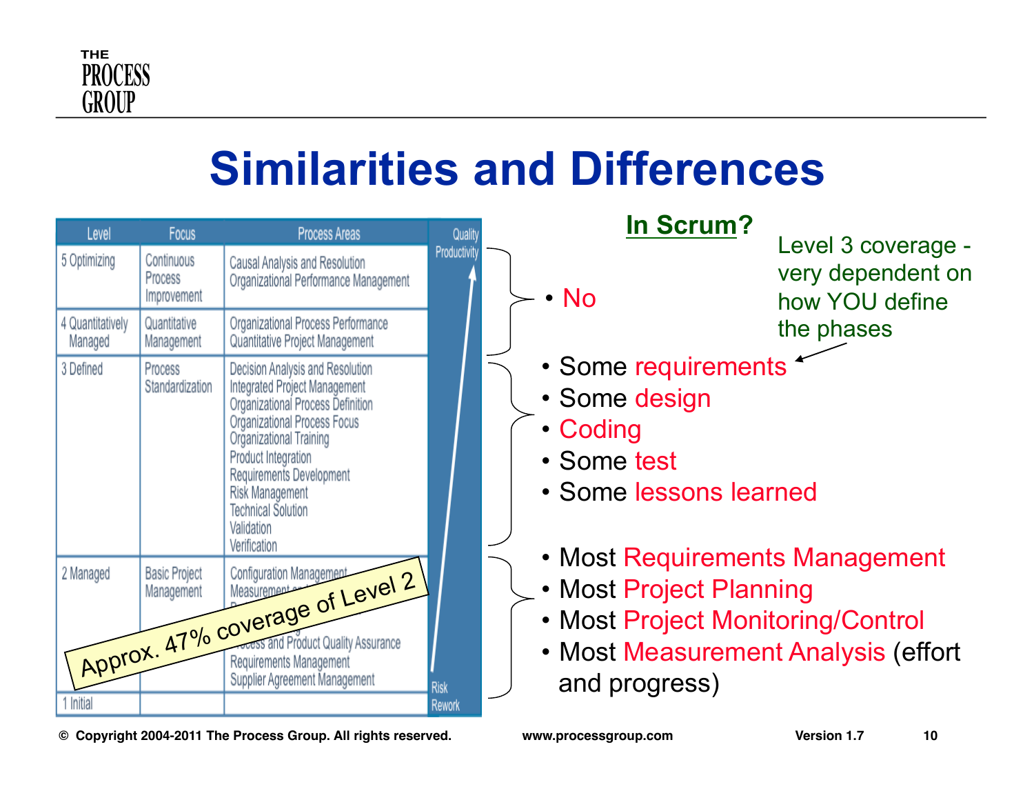# Similarities and Differences

| Level | Focus | Process Areas | Quality Productivity |
|---|---|---|---|
| 5 Optimizing | Continuous Process Improvement | Causal Analysis and Resolution<br>Organizational Performance Management | |
| 4 Quantitatively Managed | Quantitative Management | Organizational Process Performance<br>Quantitative Project Management | |
| 3 Defined | Process Standardization | Decision Analysis and Resolution<br>Integrated Project Management<br>Organizational Process Definition<br>Organizational Process Focus<br>Organizational Training<br>Product Integration<br>Requirements Development<br>Risk Management<br>Technical Solution<br>Validation<br>Verification | |
| 2 Managed | Basic Project Management | Configuration Management<br>Measurement and ...<br>...<br>Process and Product Quality Assurance<br>Requirements Management<br>Supplier Agreement Management | |
| 1 Initial | | | Risk Rework |

Approx. 47% coverage of Level 2

**In Scrum?**

Levels 5 and 4:

- No

Level 3:

- Some requirements
- Some design
- Coding
- Some test
- Some lessons learned

Level 3 coverage - very dependent on how YOU define the phases

Level 2:

- Most Requirements Management
- Most Project Planning
- Most Project Monitoring/Control
- Most Measurement Analysis (effort and progress)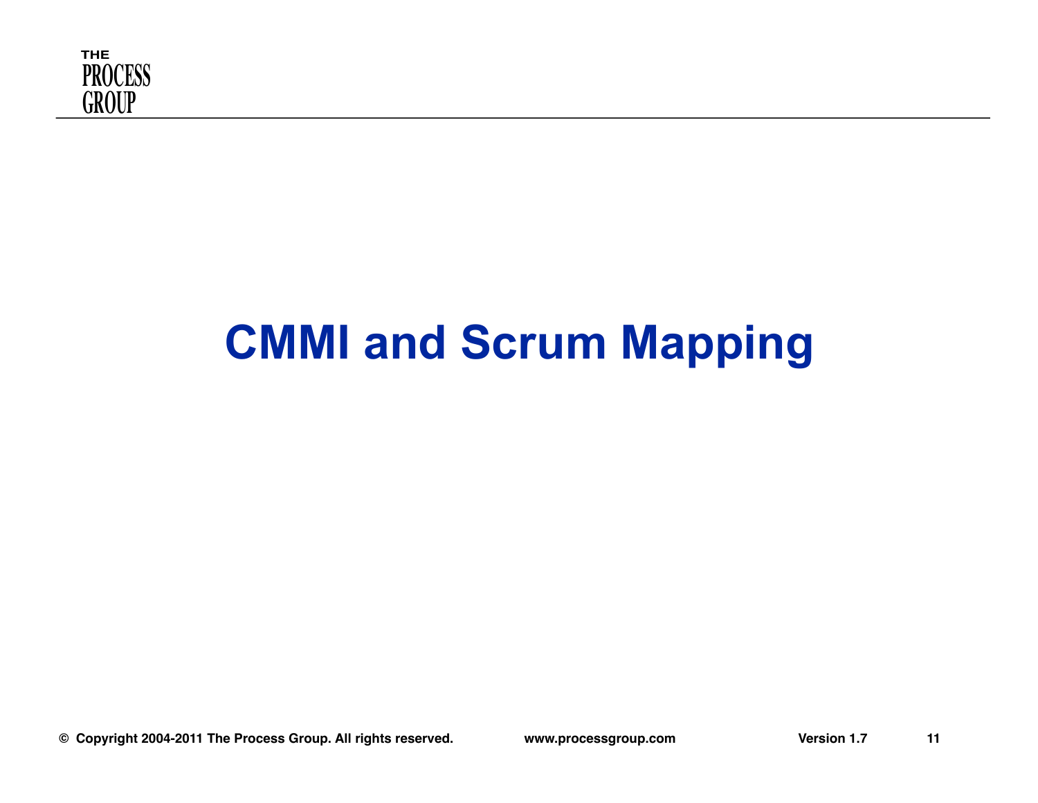# CMMI and Scrum Mapping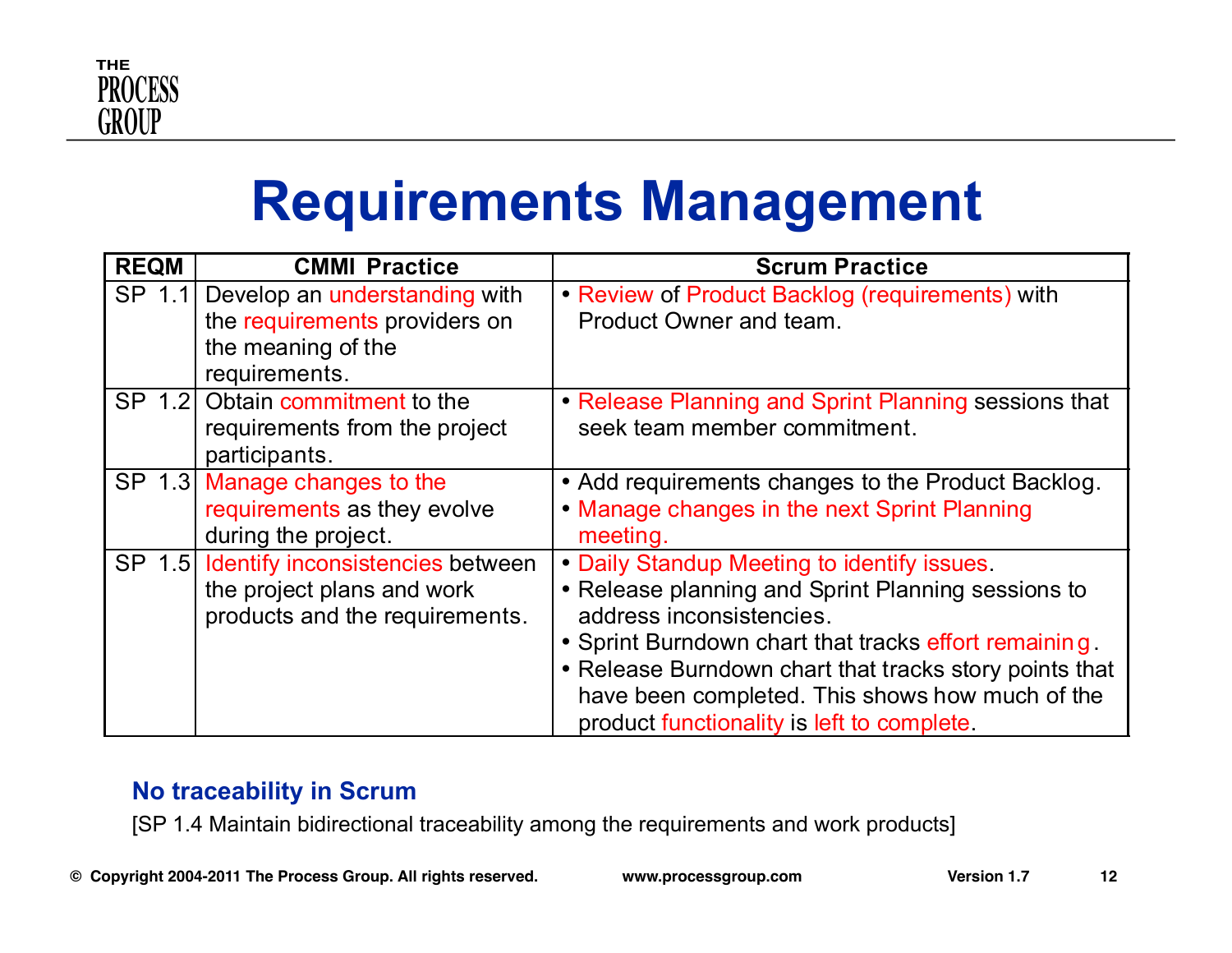# Requirements Management

| REQM | CMMI Practice | Scrum Practice |
|---|---|---|
| SP 1.1 | Develop an understanding with the requirements providers on the meaning of the requirements. | • Review of Product Backlog (requirements) with Product Owner and team. |
| SP 1.2 | Obtain commitment to the requirements from the project participants. | • Release Planning and Sprint Planning sessions that seek team member commitment. |
| SP 1.3 | Manage changes to the requirements as they evolve during the project. | • Add requirements changes to the Product Backlog.<br>• Manage changes in the next Sprint Planning meeting. |
| SP 1.5 | Identify inconsistencies between the project plans and work products and the requirements. | • Daily Standup Meeting to identify issues.<br>• Release planning and Sprint Planning sessions to address inconsistencies.<br>• Sprint Burndown chart that tracks effort remaining.<br>• Release Burndown chart that tracks story points that have been completed. This shows how much of the product functionality is left to complete. |

**No traceability in Scrum**

[SP 1.4 Maintain bidirectional traceability among the requirements and work products]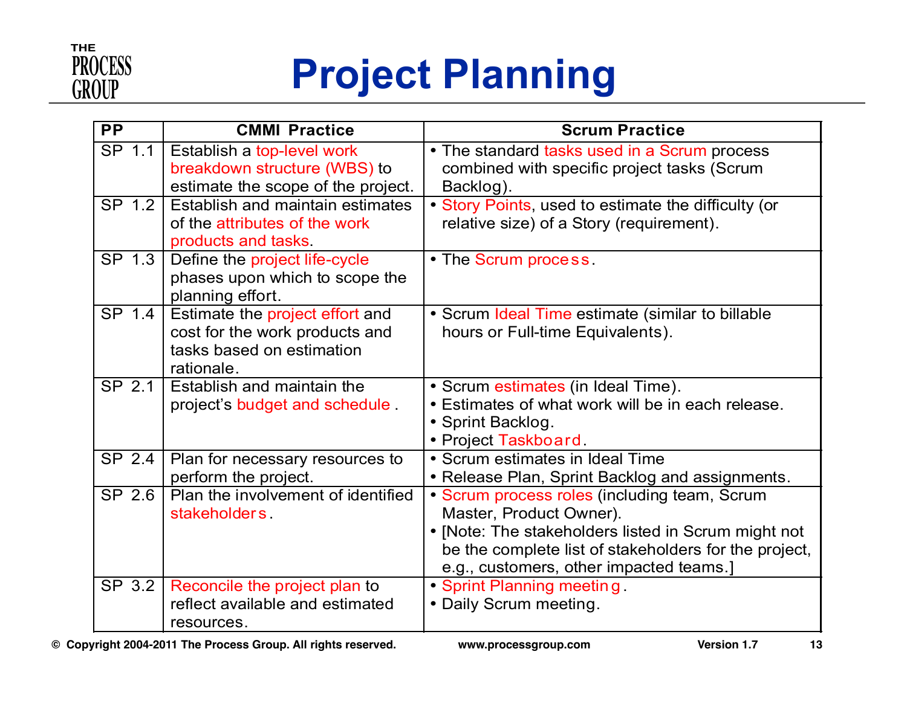# Project Planning

| PP | CMMI Practice | Scrum Practice |
|---|---|---|
| SP 1.1 | Establish a top-level work breakdown structure (WBS) to estimate the scope of the project. | • The standard tasks used in a Scrum process combined with specific project tasks (Scrum Backlog). |
| SP 1.2 | Establish and maintain estimates of the attributes of the work products and tasks. | • Story Points, used to estimate the difficulty (or relative size) of a Story (requirement). |
| SP 1.3 | Define the project life-cycle phases upon which to scope the planning effort. | • The Scrum process. |
| SP 1.4 | Estimate the project effort and cost for the work products and tasks based on estimation rationale. | • Scrum Ideal Time estimate (similar to billable hours or Full-time Equivalents). |
| SP 2.1 | Establish and maintain the project's budget and schedule . | • Scrum estimates (in Ideal Time).<br>• Estimates of what work will be in each release.<br>• Sprint Backlog.<br>• Project Taskboard. |
| SP 2.4 | Plan for necessary resources to perform the project. | • Scrum estimates in Ideal Time<br>• Release Plan, Sprint Backlog and assignments. |
| SP 2.6 | Plan the involvement of identified stakeholders. | • Scrum process roles (including team, Scrum Master, Product Owner).<br>• [Note: The stakeholders listed in Scrum might not be the complete list of stakeholders for the project, e.g., customers, other impacted teams.] |
| SP 3.2 | Reconcile the project plan to reflect available and estimated resources. | • Sprint Planning meeting.<br>• Daily Scrum meeting. |

© Copyright 2004-2011 The Process Group. All rights reserved. www.processgroup.com Version 1.7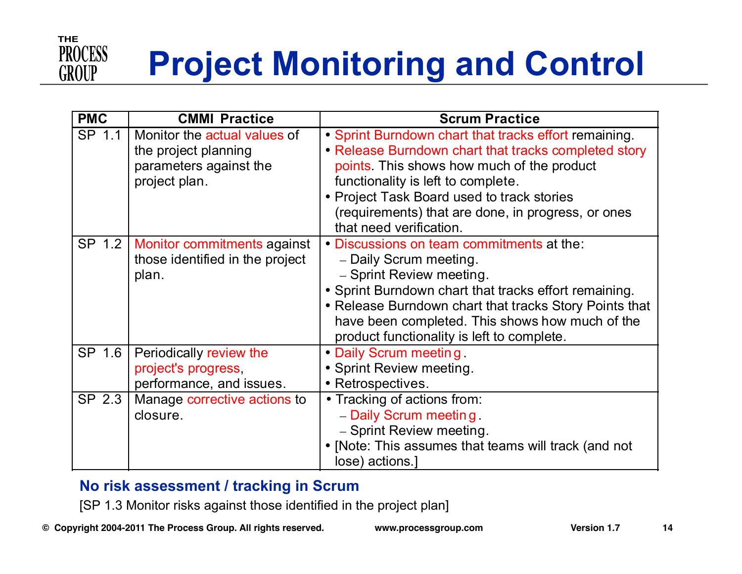# Project Monitoring and Control

| PMC | CMMI Practice | Scrum Practice |
|---|---|---|
| SP 1.1 | Monitor the actual values of the project planning parameters against the project plan. | • Sprint Burndown chart that tracks effort remaining.<br>• Release Burndown chart that tracks completed story points. This shows how much of the product functionality is left to complete.<br>• Project Task Board used to track stories (requirements) that are done, in progress, or ones that need verification. |
| SP 1.2 | Monitor commitments against those identified in the project plan. | • Discussions on team commitments at the:<br>– Daily Scrum meeting.<br>– Sprint Review meeting.<br>• Sprint Burndown chart that tracks effort remaining.<br>• Release Burndown chart that tracks Story Points that have been completed. This shows how much of the product functionality is left to complete. |
| SP 1.6 | Periodically review the project's progress, performance, and issues. | • Daily Scrum meeting.<br>• Sprint Review meeting.<br>• Retrospectives. |
| SP 2.3 | Manage corrective actions to closure. | • Tracking of actions from:<br>– Daily Scrum meeting.<br>– Sprint Review meeting.<br>• [Note: This assumes that teams will track (and not lose) actions.] |

**No risk assessment / tracking in Scrum**

[SP 1.3 Monitor risks against those identified in the project plan]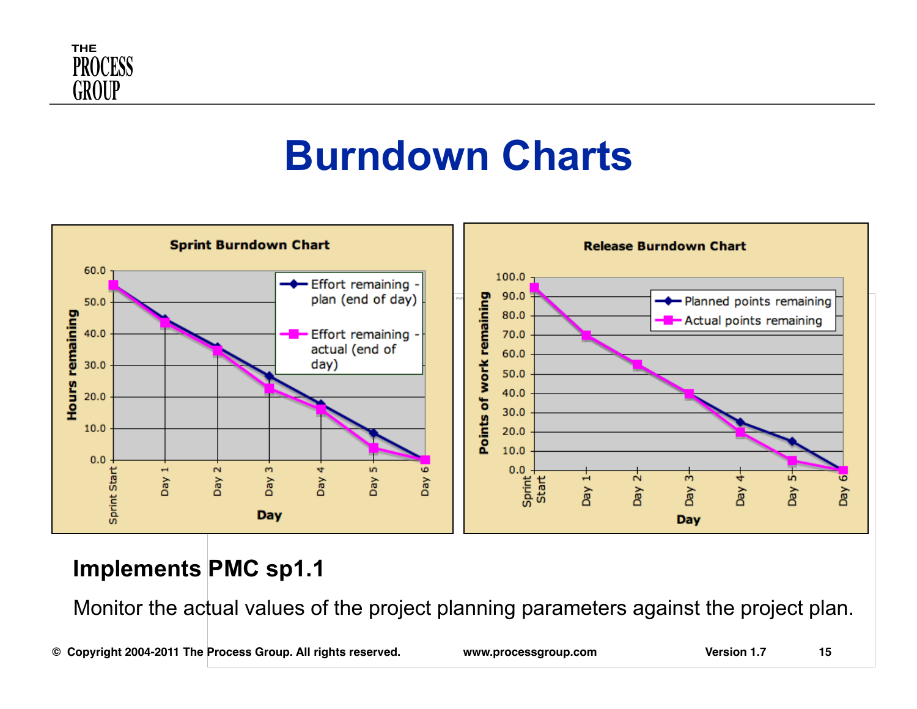# Burndown Charts

**Sprint Burndown Chart**

Legend: Effort remaining - plan (end of day); Effort remaining - actual (end of day)

Y-axis: Hours remaining (0.0 – 60.0); X-axis: Day (Sprint Start, Day 1, Day 2, Day 3, Day 4, Day 5, Day 6)

**Release Burndown Chart**

Legend: Planned points remaining; Actual points remaining

Y-axis: Points of work remaining (0.0 – 100.0); X-axis: Day (Sprint Start, Day 1, Day 2, Day 3, Day 4, Day 5, Day 6)

## Implements PMC sp1.1

Monitor the actual values of the project planning parameters against the project plan.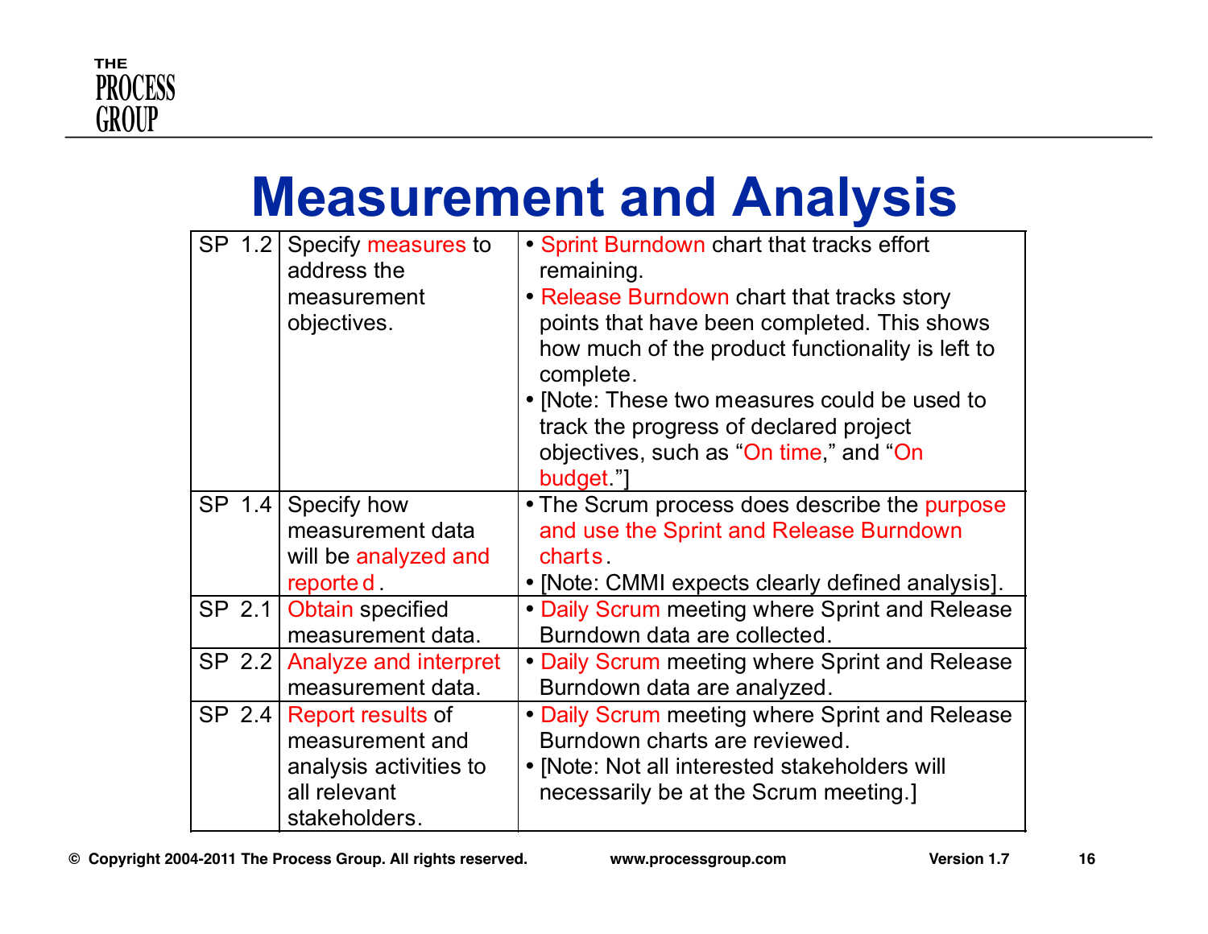# Measurement and Analysis

| | | |
|---|---|---|
| SP 1.2 | Specify measures to address the measurement objectives. | • Sprint Burndown chart that tracks effort remaining.<br>• Release Burndown chart that tracks story points that have been completed. This shows how much of the product functionality is left to complete.<br>• [Note: These two measures could be used to track the progress of declared project objectives, such as "On time," and "On budget."] |
| SP 1.4 | Specify how measurement data will be analyzed and reported. | • The Scrum process does describe the purpose and use the Sprint and Release Burndown charts.<br>• [Note: CMMI expects clearly defined analysis]. |
| SP 2.1 | Obtain specified measurement data. | • Daily Scrum meeting where Sprint and Release Burndown data are collected. |
| SP 2.2 | Analyze and interpret measurement data. | • Daily Scrum meeting where Sprint and Release Burndown data are analyzed. |
| SP 2.4 | Report results of measurement and analysis activities to all relevant stakeholders. | • Daily Scrum meeting where Sprint and Release Burndown charts are reviewed.<br>• [Note: Not all interested stakeholders will necessarily be at the Scrum meeting.] |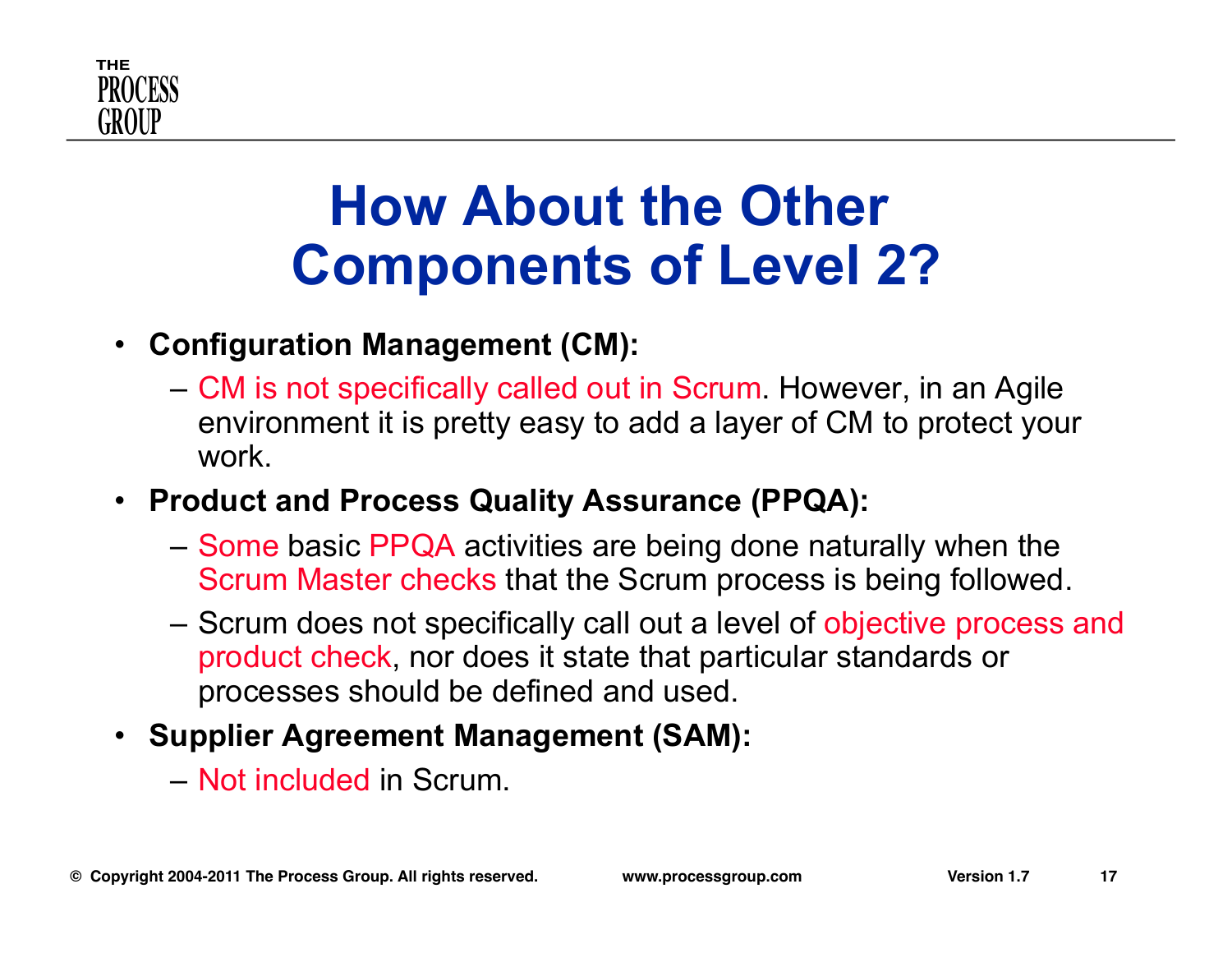# How About the Other Components of Level 2?

- **Configuration Management (CM):**
  - CM is not specifically called out in Scrum. However, in an Agile environment it is pretty easy to add a layer of CM to protect your work.
- **Product and Process Quality Assurance (PPQA):**
  - Some basic PPQA activities are being done naturally when the Scrum Master checks that the Scrum process is being followed.
  - Scrum does not specifically call out a level of objective process and product check, nor does it state that particular standards or processes should be defined and used.
- **Supplier Agreement Management (SAM):**
  - Not included in Scrum.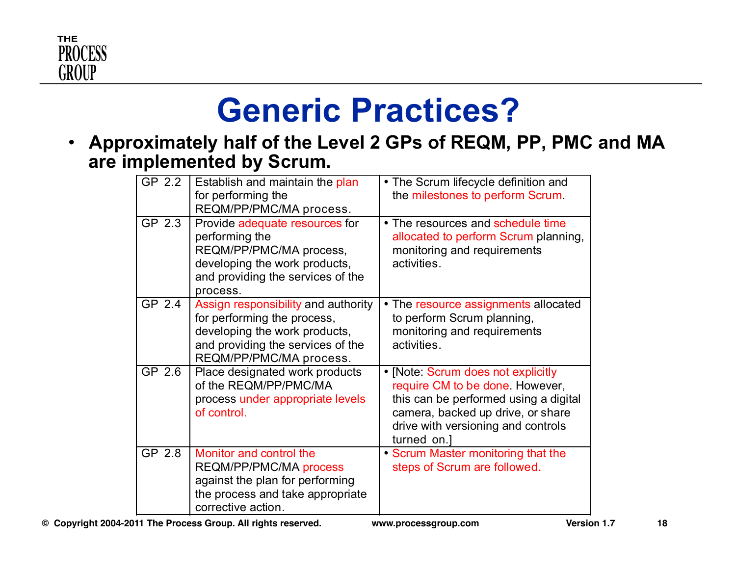# Generic Practices?

- **Approximately half of the Level 2 GPs of REQM, PP, PMC and MA are implemented by Scrum.**

| | | |
|---|---|---|
| GP 2.2 | Establish and maintain the plan for performing the REQM/PP/PMC/MA process. | • The Scrum lifecycle definition and the milestones to perform Scrum. |
| GP 2.3 | Provide adequate resources for performing the REQM/PP/PMC/MA process, developing the work products, and providing the services of the process. | • The resources and schedule time allocated to perform Scrum planning, monitoring and requirements activities. |
| GP 2.4 | Assign responsibility and authority for performing the process, developing the work products, and providing the services of the REQM/PP/PMC/MA process. | • The resource assignments allocated to perform Scrum planning, monitoring and requirements activities. |
| GP 2.6 | Place designated work products of the REQM/PP/PMC/MA process under appropriate levels of control. | • [Note: Scrum does not explicitly require CM to be done. However, this can be performed using a digital camera, backed up drive, or share drive with versioning and controls turned on.] |
| GP 2.8 | Monitor and control the REQM/PP/PMC/MA process against the plan for performing the process and take appropriate corrective action. | • Scrum Master monitoring that the steps of Scrum are followed. |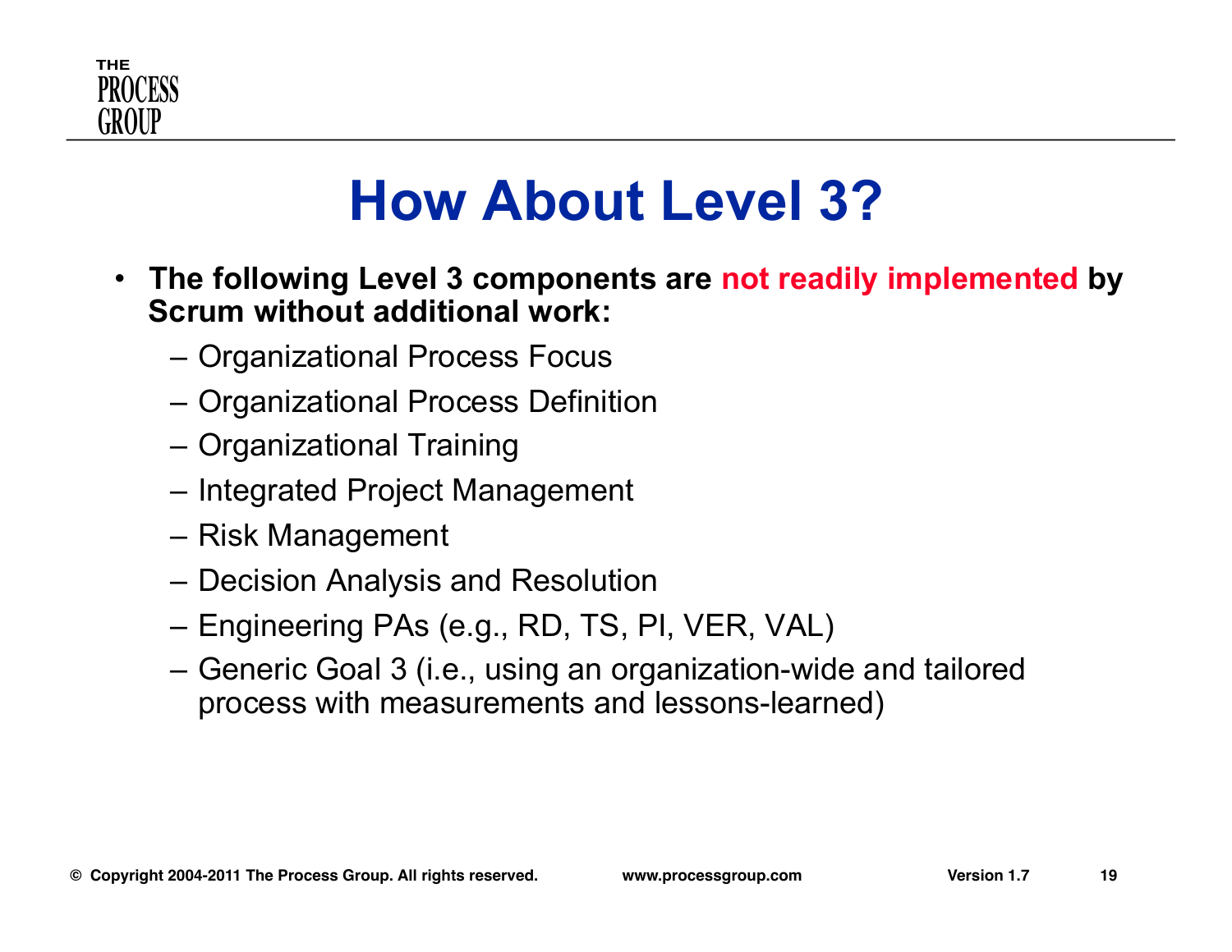# How About Level 3?

- **The following Level 3 components are not readily implemented by Scrum without additional work:**
  - Organizational Process Focus
  - Organizational Process Definition
  - Organizational Training
  - Integrated Project Management
  - Risk Management
  - Decision Analysis and Resolution
  - Engineering PAs (e.g., RD, TS, PI, VER, VAL)
  - Generic Goal 3 (i.e., using an organization-wide and tailored process with measurements and lessons-learned)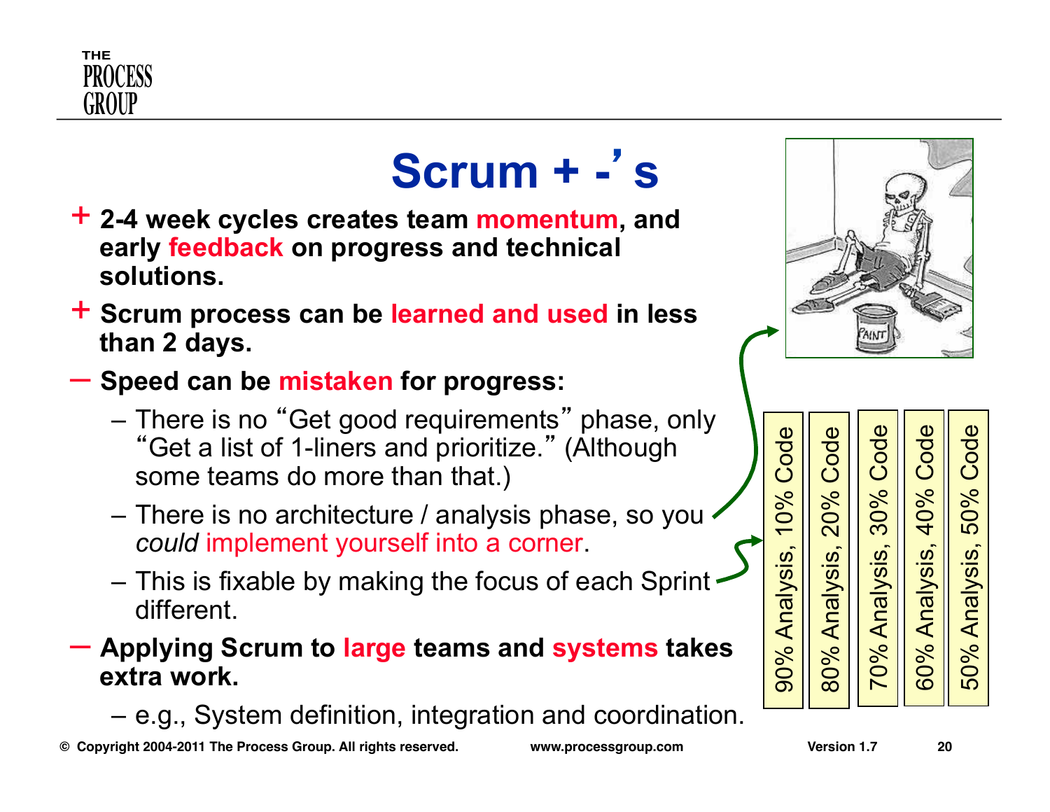# Scrum + -'s

- **+ 2-4 week cycles creates team momentum, and early feedback on progress and technical solutions.**
- **+ Scrum process can be learned and used in less than 2 days.**
- **– Speed can be mistaken for progress:**
  - There is no "Get good requirements" phase, only "Get a list of 1-liners and prioritize." (Although some teams do more than that.)
  - There is no architecture / analysis phase, so you *could* implement yourself into a corner.
  - This is fixable by making the focus of each Sprint different.
- **– Applying Scrum to large teams and systems takes extra work.**
  - e.g., System definition, integration and coordination.

90% Analysis, 10% Code

80% Analysis, 20% Code

70% Analysis, 30% Code

60% Analysis, 40% Code

50% Analysis, 50% Code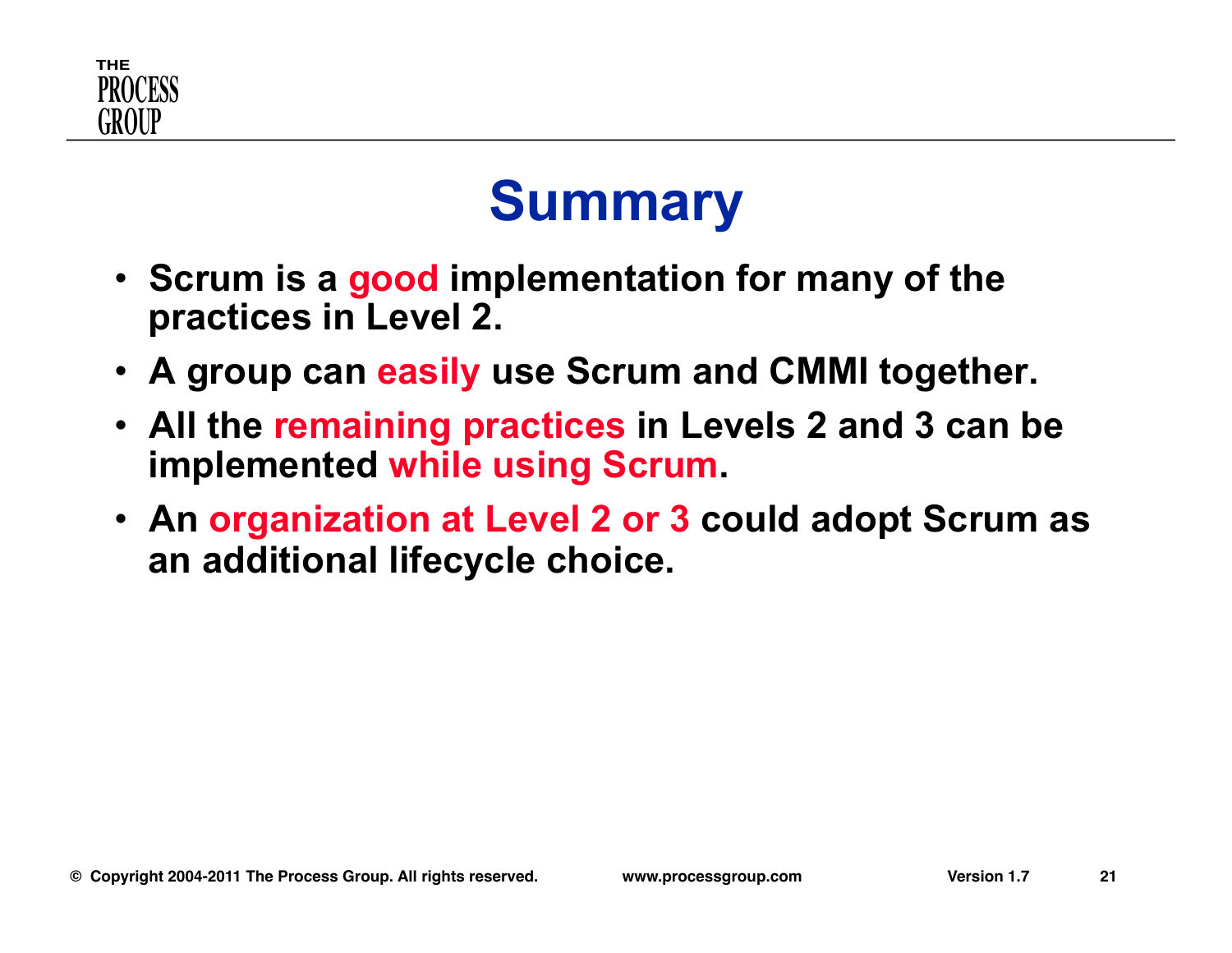# Summary

- Scrum is a good implementation for many of the practices in Level 2.
- A group can easily use Scrum and CMMI together.
- All the remaining practices in Levels 2 and 3 can be implemented while using Scrum.
- An organization at Level 2 or 3 could adopt Scrum as an additional lifecycle choice.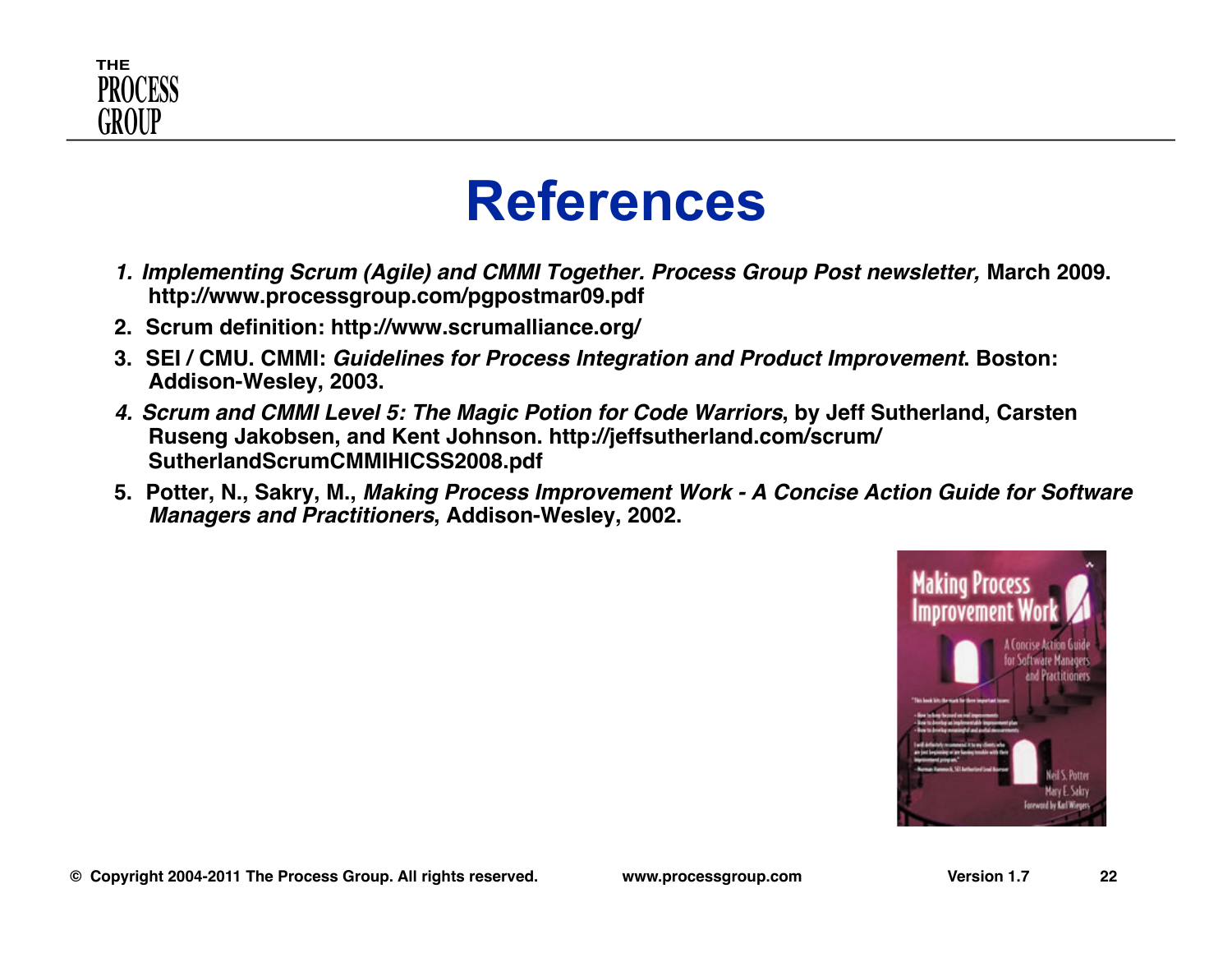# References

1. *Implementing Scrum (Agile) and CMMI Together. Process Group Post newsletter,* **March 2009. http://www.processgroup.com/pgpostmar09.pdf**
2. **Scrum definition: http://www.scrumalliance.org/**
3. **SEI / CMU. CMMI: *Guidelines for Process Integration and Product Improvement*. Boston: Addison-Wesley, 2003.**
4. ***Scrum and CMMI Level 5: The Magic Potion for Code Warriors*, by Jeff Sutherland, Carsten Ruseng Jakobsen, and Kent Johnson. http://jeffsutherland.com/scrum/SutherlandScrumCMMIHICSS2008.pdf**
5. **Potter, N., Sakry, M., *Making Process Improvement Work - A Concise Action Guide for Software Managers and Practitioners*, Addison-Wesley, 2002.**